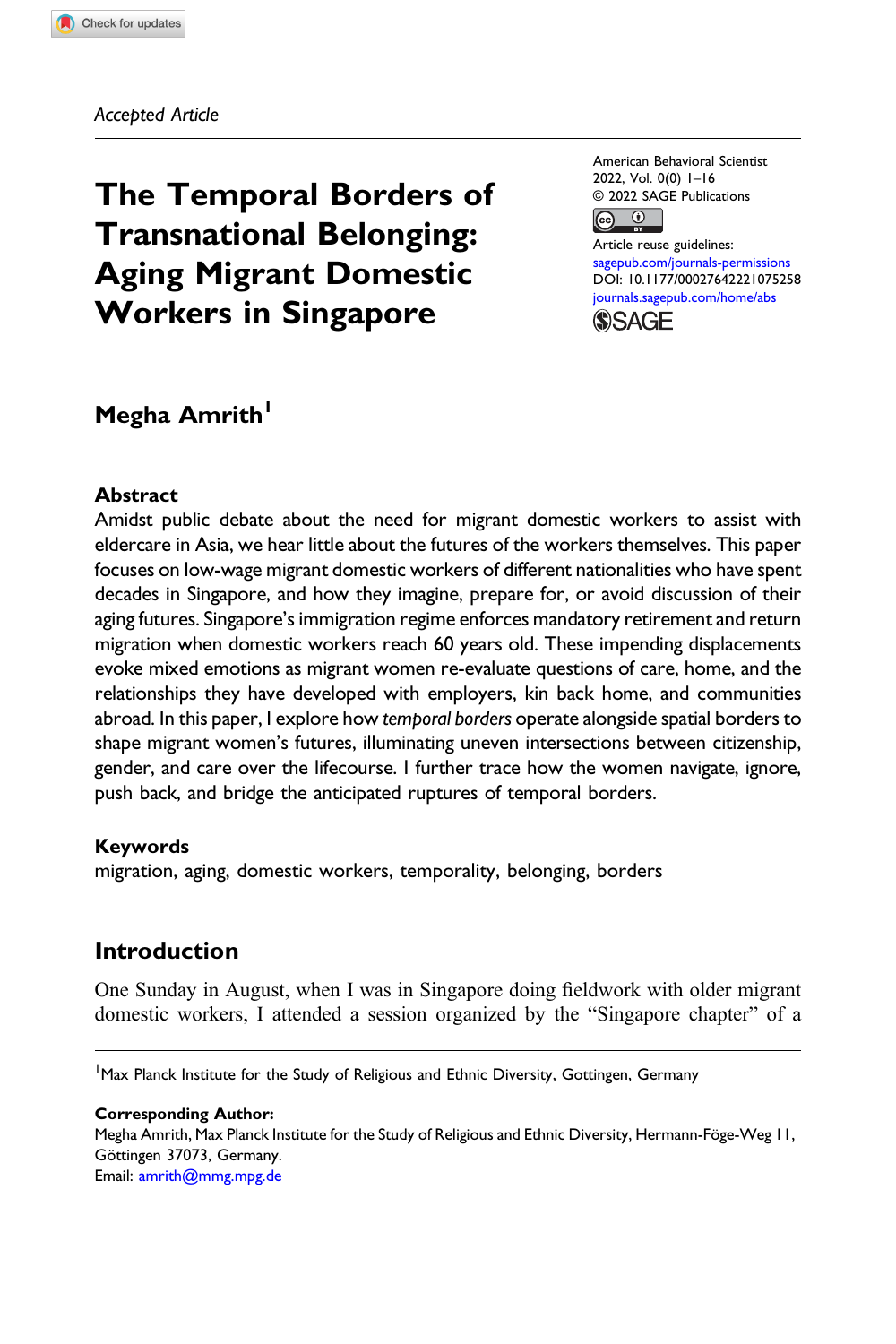*Accepted Article*

# The Temporal Borders of Transnational Belonging: Aging Migrant Domestic Workers in Singapore

American Behavioral Scientist
2022, Vol. 0(0) 1–16
© 2022 SAGE Publications
Article reuse guidelines:
sagepub.com/journals-permissions
DOI: 10.1177/00027642221075258
journals.sagepub.com/home/abs

**Megha Amrith**[1]

## Abstract

Amidst public debate about the need for migrant domestic workers to assist with eldercare in Asia, we hear little about the futures of the workers themselves. This paper focuses on low-wage migrant domestic workers of different nationalities who have spent decades in Singapore, and how they imagine, prepare for, or avoid discussion of their aging futures. Singapore's immigration regime enforces mandatory retirement and return migration when domestic workers reach 60 years old. These impending displacements evoke mixed emotions as migrant women re-evaluate questions of care, home, and the relationships they have developed with employers, kin back home, and communities abroad. In this paper, I explore how *temporal borders* operate alongside spatial borders to shape migrant women's futures, illuminating uneven intersections between citizenship, gender, and care over the lifecourse. I further trace how the women navigate, ignore, push back, and bridge the anticipated ruptures of temporal borders.

## Keywords

migration, aging, domestic workers, temporality, belonging, borders

## Introduction

One Sunday in August, when I was in Singapore doing fieldwork with older migrant domestic workers, I attended a session organized by the "Singapore chapter" of a

---

[1] Max Planck Institute for the Study of Religious and Ethnic Diversity, Gottingen, Germany

**Corresponding Author:**
Megha Amrith, Max Planck Institute for the Study of Religious and Ethnic Diversity, Hermann-Föge-Weg 11, Göttingen 37073, Germany.
Email: amrith@mmg.mpg.de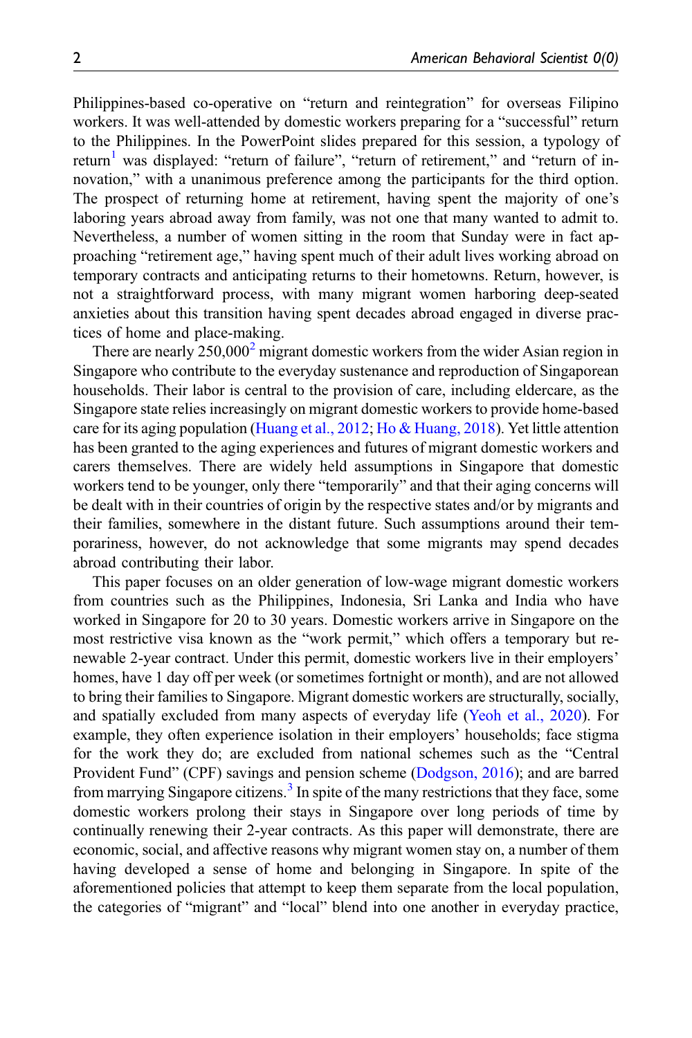Philippines-based co-operative on "return and reintegration" for overseas Filipino workers. It was well-attended by domestic workers preparing for a "successful" return to the Philippines. In the PowerPoint slides prepared for this session, a typology of return[1] was displayed: "return of failure", "return of retirement," and "return of innovation," with a unanimous preference among the participants for the third option. The prospect of returning home at retirement, having spent the majority of one's laboring years abroad away from family, was not one that many wanted to admit to. Nevertheless, a number of women sitting in the room that Sunday were in fact approaching "retirement age," having spent much of their adult lives working abroad on temporary contracts and anticipating returns to their hometowns. Return, however, is not a straightforward process, with many migrant women harboring deep-seated anxieties about this transition having spent decades abroad engaged in diverse practices of home and place-making.

There are nearly 250,000[2] migrant domestic workers from the wider Asian region in Singapore who contribute to the everyday sustenance and reproduction of Singaporean households. Their labor is central to the provision of care, including eldercare, as the Singapore state relies increasingly on migrant domestic workers to provide home-based care for its aging population (Huang et al., 2012; Ho & Huang, 2018). Yet little attention has been granted to the aging experiences and futures of migrant domestic workers and carers themselves. There are widely held assumptions in Singapore that domestic workers tend to be younger, only there "temporarily" and that their aging concerns will be dealt with in their countries of origin by the respective states and/or by migrants and their families, somewhere in the distant future. Such assumptions around their temporariness, however, do not acknowledge that some migrants may spend decades abroad contributing their labor.

This paper focuses on an older generation of low-wage migrant domestic workers from countries such as the Philippines, Indonesia, Sri Lanka and India who have worked in Singapore for 20 to 30 years. Domestic workers arrive in Singapore on the most restrictive visa known as the "work permit," which offers a temporary but renewable 2-year contract. Under this permit, domestic workers live in their employers' homes, have 1 day off per week (or sometimes fortnight or month), and are not allowed to bring their families to Singapore. Migrant domestic workers are structurally, socially, and spatially excluded from many aspects of everyday life (Yeoh et al., 2020). For example, they often experience isolation in their employers' households; face stigma for the work they do; are excluded from national schemes such as the "Central Provident Fund" (CPF) savings and pension scheme (Dodgson, 2016); and are barred from marrying Singapore citizens.[3] In spite of the many restrictions that they face, some domestic workers prolong their stays in Singapore over long periods of time by continually renewing their 2-year contracts. As this paper will demonstrate, there are economic, social, and affective reasons why migrant women stay on, a number of them having developed a sense of home and belonging in Singapore. In spite of the aforementioned policies that attempt to keep them separate from the local population, the categories of "migrant" and "local" blend into one another in everyday practice,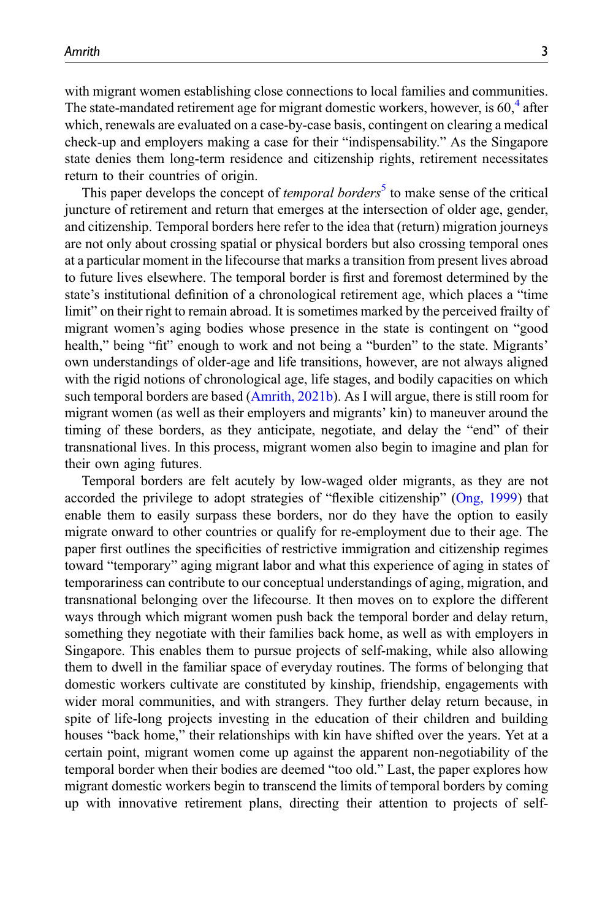with migrant women establishing close connections to local families and communities. The state-mandated retirement age for migrant domestic workers, however, is 60,[4] after which, renewals are evaluated on a case-by-case basis, contingent on clearing a medical check-up and employers making a case for their "indispensability." As the Singapore state denies them long-term residence and citizenship rights, retirement necessitates return to their countries of origin.

This paper develops the concept of *temporal borders*[5] to make sense of the critical juncture of retirement and return that emerges at the intersection of older age, gender, and citizenship. Temporal borders here refer to the idea that (return) migration journeys are not only about crossing spatial or physical borders but also crossing temporal ones at a particular moment in the lifecourse that marks a transition from present lives abroad to future lives elsewhere. The temporal border is first and foremost determined by the state's institutional definition of a chronological retirement age, which places a "time limit" on their right to remain abroad. It is sometimes marked by the perceived frailty of migrant women's aging bodies whose presence in the state is contingent on "good health," being "fit" enough to work and not being a "burden" to the state. Migrants' own understandings of older-age and life transitions, however, are not always aligned with the rigid notions of chronological age, life stages, and bodily capacities on which such temporal borders are based (Amrith, 2021b). As I will argue, there is still room for migrant women (as well as their employers and migrants' kin) to maneuver around the timing of these borders, as they anticipate, negotiate, and delay the "end" of their transnational lives. In this process, migrant women also begin to imagine and plan for their own aging futures.

Temporal borders are felt acutely by low-waged older migrants, as they are not accorded the privilege to adopt strategies of "flexible citizenship" (Ong, 1999) that enable them to easily surpass these borders, nor do they have the option to easily migrate onward to other countries or qualify for re-employment due to their age. The paper first outlines the specificities of restrictive immigration and citizenship regimes toward "temporary" aging migrant labor and what this experience of aging in states of temporariness can contribute to our conceptual understandings of aging, migration, and transnational belonging over the lifecourse. It then moves on to explore the different ways through which migrant women push back the temporal border and delay return, something they negotiate with their families back home, as well as with employers in Singapore. This enables them to pursue projects of self-making, while also allowing them to dwell in the familiar space of everyday routines. The forms of belonging that domestic workers cultivate are constituted by kinship, friendship, engagements with wider moral communities, and with strangers. They further delay return because, in spite of life-long projects investing in the education of their children and building houses "back home," their relationships with kin have shifted over the years. Yet at a certain point, migrant women come up against the apparent non-negotiability of the temporal border when their bodies are deemed "too old." Last, the paper explores how migrant domestic workers begin to transcend the limits of temporal borders by coming up with innovative retirement plans, directing their attention to projects of self-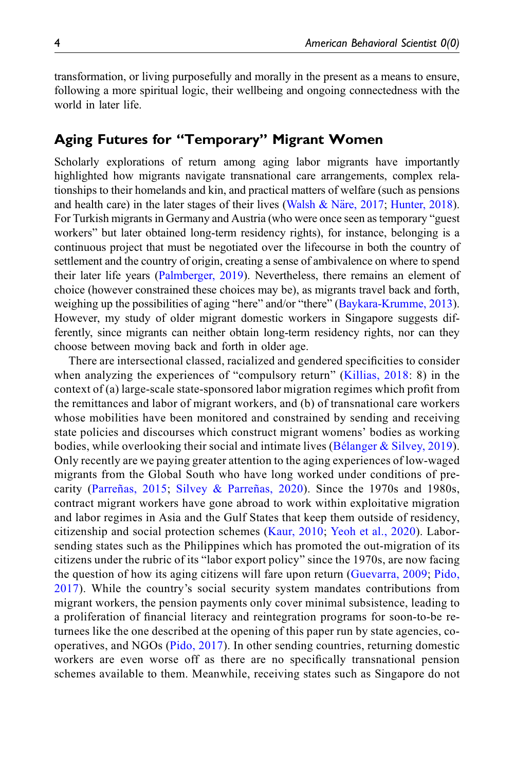transformation, or living purposefully and morally in the present as a means to ensure, following a more spiritual logic, their wellbeing and ongoing connectedness with the world in later life.

## Aging Futures for "Temporary" Migrant Women

Scholarly explorations of return among aging labor migrants have importantly highlighted how migrants navigate transnational care arrangements, complex relationships to their homelands and kin, and practical matters of welfare (such as pensions and health care) in the later stages of their lives (Walsh & Näre, 2017; Hunter, 2018). For Turkish migrants in Germany and Austria (who were once seen as temporary "guest workers" but later obtained long-term residency rights), for instance, belonging is a continuous project that must be negotiated over the lifecourse in both the country of settlement and the country of origin, creating a sense of ambivalence on where to spend their later life years (Palmberger, 2019). Nevertheless, there remains an element of choice (however constrained these choices may be), as migrants travel back and forth, weighing up the possibilities of aging "here" and/or "there" (Baykara-Krumme, 2013). However, my study of older migrant domestic workers in Singapore suggests differently, since migrants can neither obtain long-term residency rights, nor can they choose between moving back and forth in older age.

There are intersectional classed, racialized and gendered specificities to consider when analyzing the experiences of "compulsory return" (Killias, 2018: 8) in the context of (a) large-scale state-sponsored labor migration regimes which profit from the remittances and labor of migrant workers, and (b) of transnational care workers whose mobilities have been monitored and constrained by sending and receiving state policies and discourses which construct migrant womens' bodies as working bodies, while overlooking their social and intimate lives (Bélanger & Silvey, 2019). Only recently are we paying greater attention to the aging experiences of low-waged migrants from the Global South who have long worked under conditions of precarity (Parreñas, 2015; Silvey & Parreñas, 2020). Since the 1970s and 1980s, contract migrant workers have gone abroad to work within exploitative migration and labor regimes in Asia and the Gulf States that keep them outside of residency, citizenship and social protection schemes (Kaur, 2010; Yeoh et al., 2020). Labor-sending states such as the Philippines which has promoted the out-migration of its citizens under the rubric of its "labor export policy" since the 1970s, are now facing the question of how its aging citizens will fare upon return (Guevarra, 2009; Pido, 2017). While the country's social security system mandates contributions from migrant workers, the pension payments only cover minimal subsistence, leading to a proliferation of financial literacy and reintegration programs for soon-to-be returnees like the one described at the opening of this paper run by state agencies, co-operatives, and NGOs (Pido, 2017). In other sending countries, returning domestic workers are even worse off as there are no specifically transnational pension schemes available to them. Meanwhile, receiving states such as Singapore do not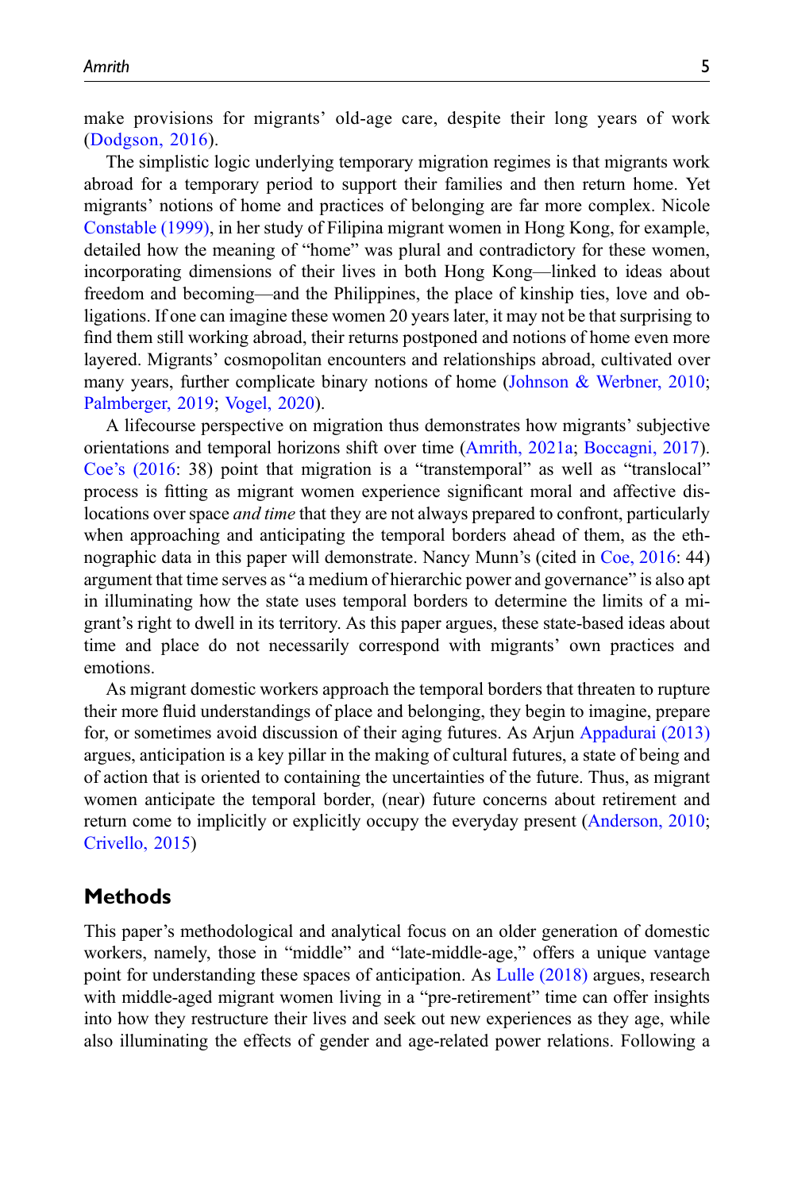make provisions for migrants' old-age care, despite their long years of work (Dodgson, 2016).

The simplistic logic underlying temporary migration regimes is that migrants work abroad for a temporary period to support their families and then return home. Yet migrants' notions of home and practices of belonging are far more complex. Nicole Constable (1999), in her study of Filipina migrant women in Hong Kong, for example, detailed how the meaning of "home" was plural and contradictory for these women, incorporating dimensions of their lives in both Hong Kong—linked to ideas about freedom and becoming—and the Philippines, the place of kinship ties, love and obligations. If one can imagine these women 20 years later, it may not be that surprising to find them still working abroad, their returns postponed and notions of home even more layered. Migrants' cosmopolitan encounters and relationships abroad, cultivated over many years, further complicate binary notions of home (Johnson & Werbner, 2010; Palmberger, 2019; Vogel, 2020).

A lifecourse perspective on migration thus demonstrates how migrants' subjective orientations and temporal horizons shift over time (Amrith, 2021a; Boccagni, 2017). Coe's (2016: 38) point that migration is a "transtemporal" as well as "translocal" process is fitting as migrant women experience significant moral and affective dislocations over space *and time* that they are not always prepared to confront, particularly when approaching and anticipating the temporal borders ahead of them, as the ethnographic data in this paper will demonstrate. Nancy Munn's (cited in Coe, 2016: 44) argument that time serves as "a medium of hierarchic power and governance" is also apt in illuminating how the state uses temporal borders to determine the limits of a migrant's right to dwell in its territory. As this paper argues, these state-based ideas about time and place do not necessarily correspond with migrants' own practices and emotions.

As migrant domestic workers approach the temporal borders that threaten to rupture their more fluid understandings of place and belonging, they begin to imagine, prepare for, or sometimes avoid discussion of their aging futures. As Arjun Appadurai (2013) argues, anticipation is a key pillar in the making of cultural futures, a state of being and of action that is oriented to containing the uncertainties of the future. Thus, as migrant women anticipate the temporal border, (near) future concerns about retirement and return come to implicitly or explicitly occupy the everyday present (Anderson, 2010; Crivello, 2015)

## Methods

This paper's methodological and analytical focus on an older generation of domestic workers, namely, those in "middle" and "late-middle-age," offers a unique vantage point for understanding these spaces of anticipation. As Lulle (2018) argues, research with middle-aged migrant women living in a "pre-retirement" time can offer insights into how they restructure their lives and seek out new experiences as they age, while also illuminating the effects of gender and age-related power relations. Following a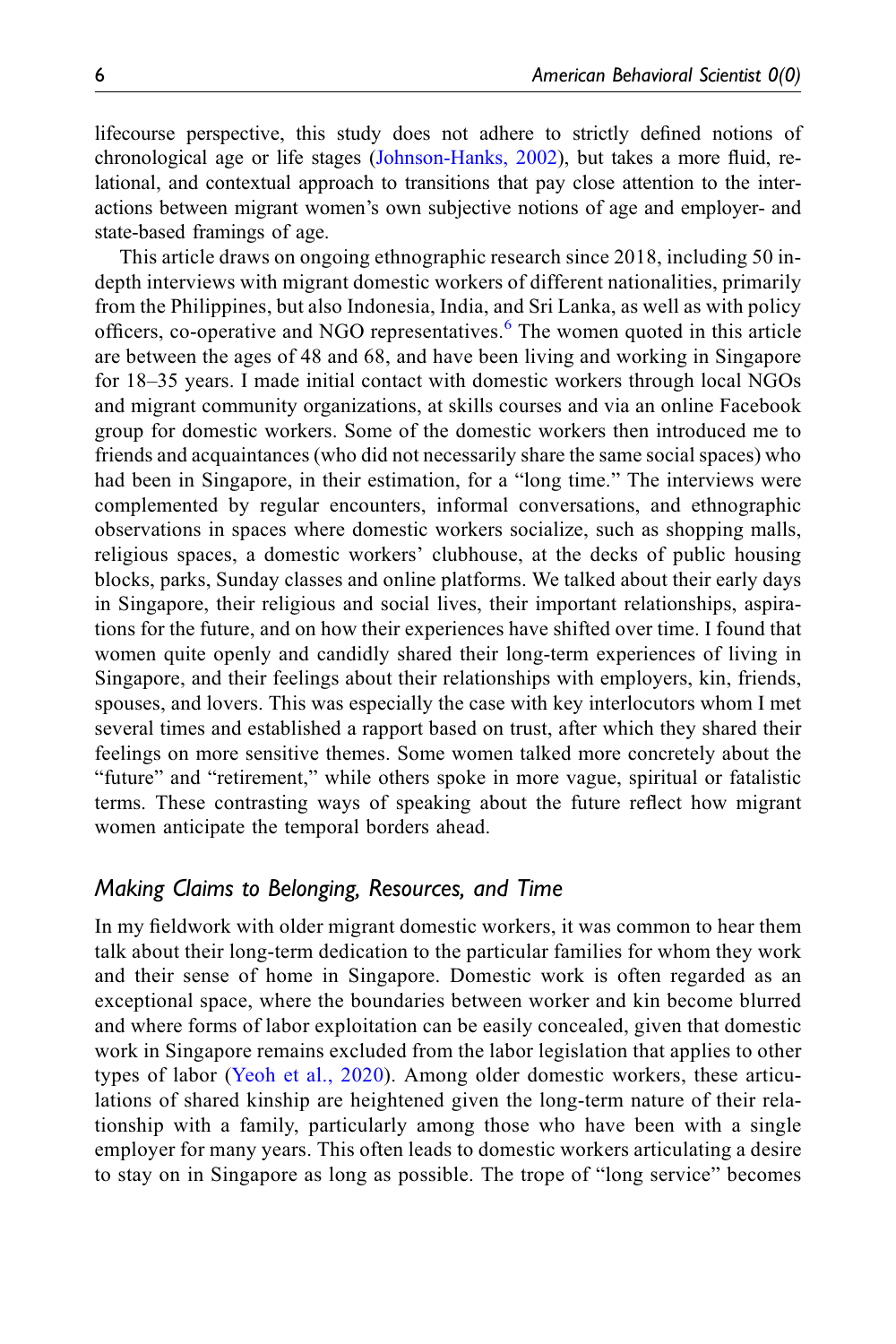lifecourse perspective, this study does not adhere to strictly defined notions of chronological age or life stages (Johnson-Hanks, 2002), but takes a more fluid, relational, and contextual approach to transitions that pay close attention to the interactions between migrant women's own subjective notions of age and employer- and state-based framings of age.

This article draws on ongoing ethnographic research since 2018, including 50 in-depth interviews with migrant domestic workers of different nationalities, primarily from the Philippines, but also Indonesia, India, and Sri Lanka, as well as with policy officers, co-operative and NGO representatives.[6] The women quoted in this article are between the ages of 48 and 68, and have been living and working in Singapore for 18–35 years. I made initial contact with domestic workers through local NGOs and migrant community organizations, at skills courses and via an online Facebook group for domestic workers. Some of the domestic workers then introduced me to friends and acquaintances (who did not necessarily share the same social spaces) who had been in Singapore, in their estimation, for a "long time." The interviews were complemented by regular encounters, informal conversations, and ethnographic observations in spaces where domestic workers socialize, such as shopping malls, religious spaces, a domestic workers' clubhouse, at the decks of public housing blocks, parks, Sunday classes and online platforms. We talked about their early days in Singapore, their religious and social lives, their important relationships, aspirations for the future, and on how their experiences have shifted over time. I found that women quite openly and candidly shared their long-term experiences of living in Singapore, and their feelings about their relationships with employers, kin, friends, spouses, and lovers. This was especially the case with key interlocutors whom I met several times and established a rapport based on trust, after which they shared their feelings on more sensitive themes. Some women talked more concretely about the "future" and "retirement," while others spoke in more vague, spiritual or fatalistic terms. These contrasting ways of speaking about the future reflect how migrant women anticipate the temporal borders ahead.

## *Making Claims to Belonging, Resources, and Time*

In my fieldwork with older migrant domestic workers, it was common to hear them talk about their long-term dedication to the particular families for whom they work and their sense of home in Singapore. Domestic work is often regarded as an exceptional space, where the boundaries between worker and kin become blurred and where forms of labor exploitation can be easily concealed, given that domestic work in Singapore remains excluded from the labor legislation that applies to other types of labor (Yeoh et al., 2020). Among older domestic workers, these articulations of shared kinship are heightened given the long-term nature of their relationship with a family, particularly among those who have been with a single employer for many years. This often leads to domestic workers articulating a desire to stay on in Singapore as long as possible. The trope of "long service" becomes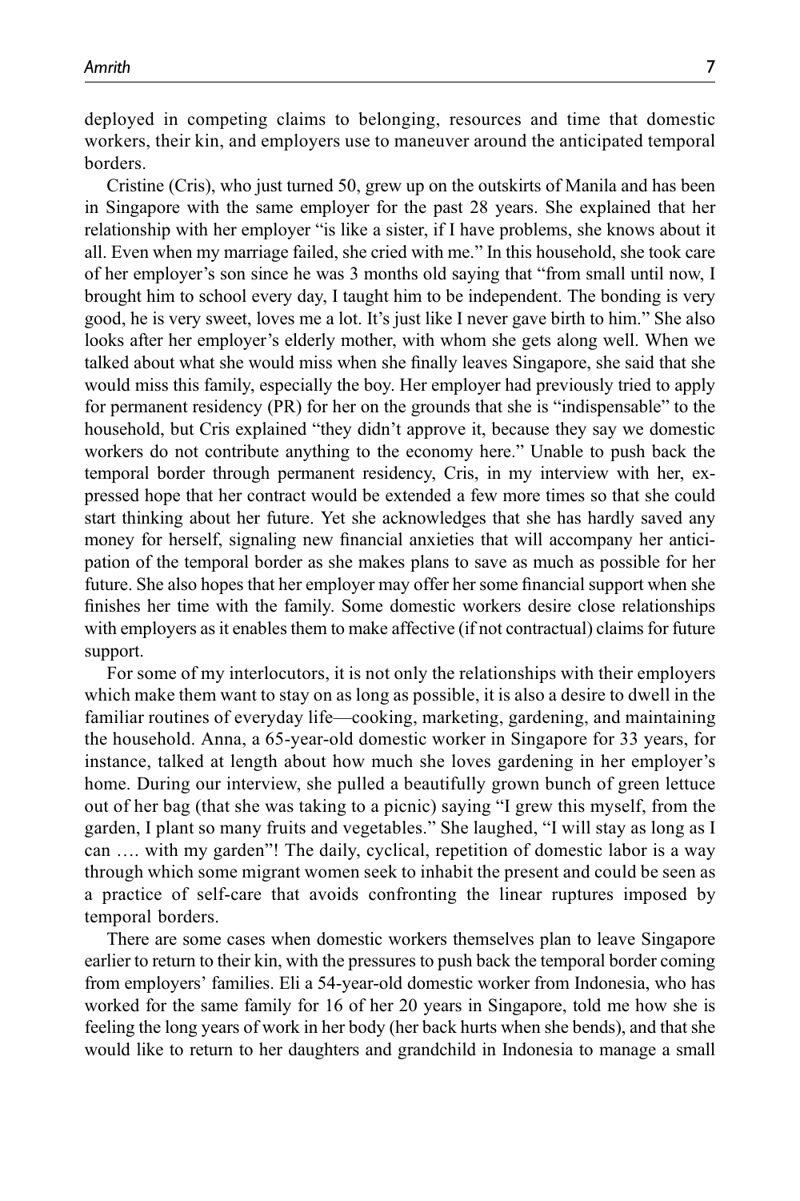deployed in competing claims to belonging, resources and time that domestic workers, their kin, and employers use to maneuver around the anticipated temporal borders.

Cristine (Cris), who just turned 50, grew up on the outskirts of Manila and has been in Singapore with the same employer for the past 28 years. She explained that her relationship with her employer "is like a sister, if I have problems, she knows about it all. Even when my marriage failed, she cried with me." In this household, she took care of her employer's son since he was 3 months old saying that "from small until now, I brought him to school every day, I taught him to be independent. The bonding is very good, he is very sweet, loves me a lot. It's just like I never gave birth to him." She also looks after her employer's elderly mother, with whom she gets along well. When we talked about what she would miss when she finally leaves Singapore, she said that she would miss this family, especially the boy. Her employer had previously tried to apply for permanent residency (PR) for her on the grounds that she is "indispensable" to the household, but Cris explained "they didn't approve it, because they say we domestic workers do not contribute anything to the economy here." Unable to push back the temporal border through permanent residency, Cris, in my interview with her, expressed hope that her contract would be extended a few more times so that she could start thinking about her future. Yet she acknowledges that she has hardly saved any money for herself, signaling new financial anxieties that will accompany her anticipation of the temporal border as she makes plans to save as much as possible for her future. She also hopes that her employer may offer her some financial support when she finishes her time with the family. Some domestic workers desire close relationships with employers as it enables them to make affective (if not contractual) claims for future support.

For some of my interlocutors, it is not only the relationships with their employers which make them want to stay on as long as possible, it is also a desire to dwell in the familiar routines of everyday life—cooking, marketing, gardening, and maintaining the household. Anna, a 65-year-old domestic worker in Singapore for 33 years, for instance, talked at length about how much she loves gardening in her employer's home. During our interview, she pulled a beautifully grown bunch of green lettuce out of her bag (that she was taking to a picnic) saying "I grew this myself, from the garden, I plant so many fruits and vegetables." She laughed, "I will stay as long as I can …. with my garden"! The daily, cyclical, repetition of domestic labor is a way through which some migrant women seek to inhabit the present and could be seen as a practice of self-care that avoids confronting the linear ruptures imposed by temporal borders.

There are some cases when domestic workers themselves plan to leave Singapore earlier to return to their kin, with the pressures to push back the temporal border coming from employers' families. Eli a 54-year-old domestic worker from Indonesia, who has worked for the same family for 16 of her 20 years in Singapore, told me how she is feeling the long years of work in her body (her back hurts when she bends), and that she would like to return to her daughters and grandchild in Indonesia to manage a small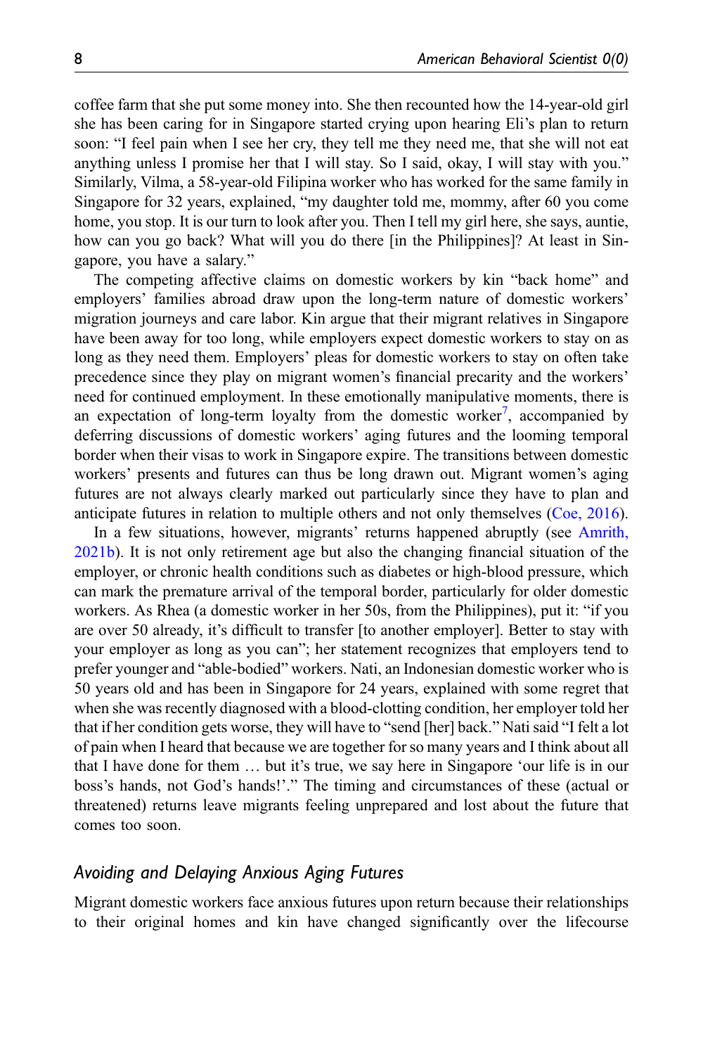coffee farm that she put some money into. She then recounted how the 14-year-old girl she has been caring for in Singapore started crying upon hearing Eli's plan to return soon: "I feel pain when I see her cry, they tell me they need me, that she will not eat anything unless I promise her that I will stay. So I said, okay, I will stay with you." Similarly, Vilma, a 58-year-old Filipina worker who has worked for the same family in Singapore for 32 years, explained, "my daughter told me, mommy, after 60 you come home, you stop. It is our turn to look after you. Then I tell my girl here, she says, auntie, how can you go back? What will you do there [in the Philippines]? At least in Singapore, you have a salary."

The competing affective claims on domestic workers by kin "back home" and employers' families abroad draw upon the long-term nature of domestic workers' migration journeys and care labor. Kin argue that their migrant relatives in Singapore have been away for too long, while employers expect domestic workers to stay on as long as they need them. Employers' pleas for domestic workers to stay on often take precedence since they play on migrant women's financial precarity and the workers' need for continued employment. In these emotionally manipulative moments, there is an expectation of long-term loyalty from the domestic worker[7], accompanied by deferring discussions of domestic workers' aging futures and the looming temporal border when their visas to work in Singapore expire. The transitions between domestic workers' presents and futures can thus be long drawn out. Migrant women's aging futures are not always clearly marked out particularly since they have to plan and anticipate futures in relation to multiple others and not only themselves (Coe, 2016).

In a few situations, however, migrants' returns happened abruptly (see Amrith, 2021b). It is not only retirement age but also the changing financial situation of the employer, or chronic health conditions such as diabetes or high-blood pressure, which can mark the premature arrival of the temporal border, particularly for older domestic workers. As Rhea (a domestic worker in her 50s, from the Philippines), put it: "if you are over 50 already, it's difficult to transfer [to another employer]. Better to stay with your employer as long as you can"; her statement recognizes that employers tend to prefer younger and "able-bodied" workers. Nati, an Indonesian domestic worker who is 50 years old and has been in Singapore for 24 years, explained with some regret that when she was recently diagnosed with a blood-clotting condition, her employer told her that if her condition gets worse, they will have to "send [her] back." Nati said "I felt a lot of pain when I heard that because we are together for so many years and I think about all that I have done for them … but it's true, we say here in Singapore 'our life is in our boss's hands, not God's hands!'." The timing and circumstances of these (actual or threatened) returns leave migrants feeling unprepared and lost about the future that comes too soon.

### *Avoiding and Delaying Anxious Aging Futures*

Migrant domestic workers face anxious futures upon return because their relationships to their original homes and kin have changed significantly over the lifecourse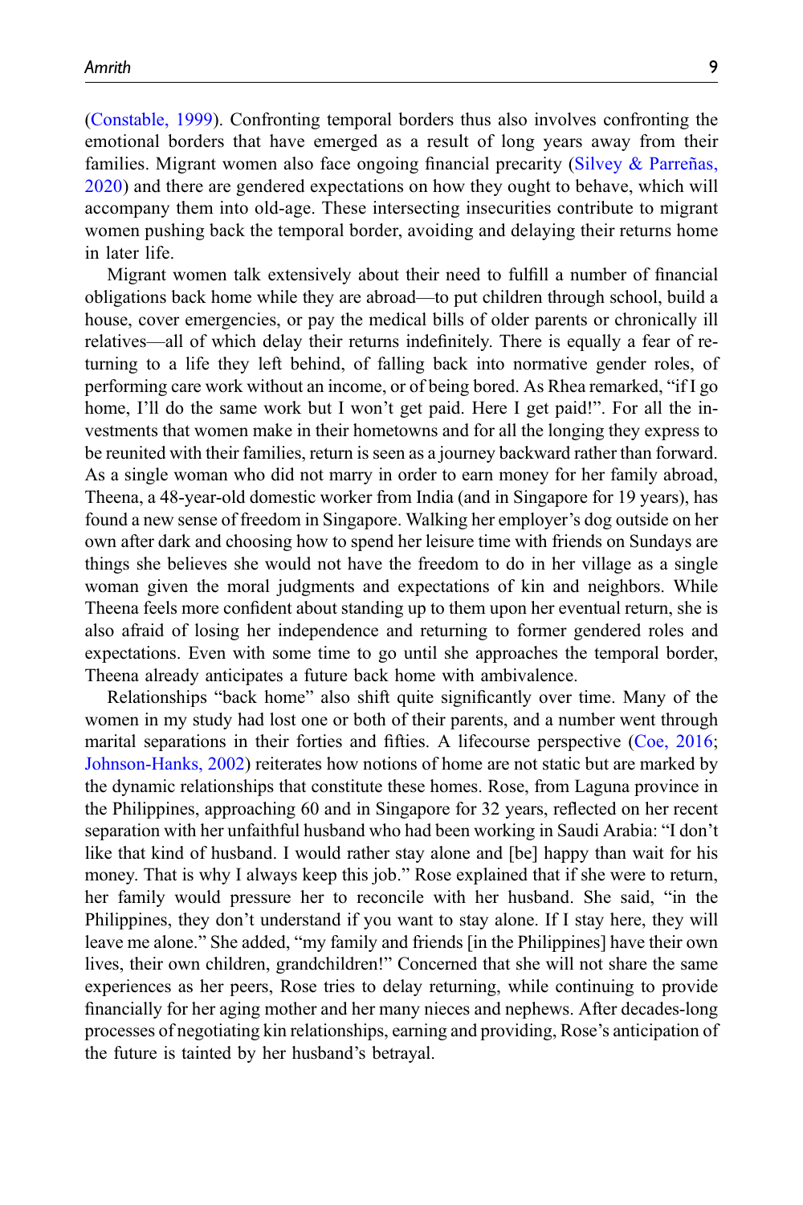(Constable, 1999). Confronting temporal borders thus also involves confronting the emotional borders that have emerged as a result of long years away from their families. Migrant women also face ongoing financial precarity (Silvey & Parreñas, 2020) and there are gendered expectations on how they ought to behave, which will accompany them into old-age. These intersecting insecurities contribute to migrant women pushing back the temporal border, avoiding and delaying their returns home in later life.

Migrant women talk extensively about their need to fulfill a number of financial obligations back home while they are abroad—to put children through school, build a house, cover emergencies, or pay the medical bills of older parents or chronically ill relatives—all of which delay their returns indefinitely. There is equally a fear of returning to a life they left behind, of falling back into normative gender roles, of performing care work without an income, or of being bored. As Rhea remarked, "if I go home, I'll do the same work but I won't get paid. Here I get paid!". For all the investments that women make in their hometowns and for all the longing they express to be reunited with their families, return is seen as a journey backward rather than forward. As a single woman who did not marry in order to earn money for her family abroad, Theena, a 48-year-old domestic worker from India (and in Singapore for 19 years), has found a new sense of freedom in Singapore. Walking her employer's dog outside on her own after dark and choosing how to spend her leisure time with friends on Sundays are things she believes she would not have the freedom to do in her village as a single woman given the moral judgments and expectations of kin and neighbors. While Theena feels more confident about standing up to them upon her eventual return, she is also afraid of losing her independence and returning to former gendered roles and expectations. Even with some time to go until she approaches the temporal border, Theena already anticipates a future back home with ambivalence.

Relationships "back home" also shift quite significantly over time. Many of the women in my study had lost one or both of their parents, and a number went through marital separations in their forties and fifties. A lifecourse perspective (Coe, 2016; Johnson-Hanks, 2002) reiterates how notions of home are not static but are marked by the dynamic relationships that constitute these homes. Rose, from Laguna province in the Philippines, approaching 60 and in Singapore for 32 years, reflected on her recent separation with her unfaithful husband who had been working in Saudi Arabia: "I don't like that kind of husband. I would rather stay alone and [be] happy than wait for his money. That is why I always keep this job." Rose explained that if she were to return, her family would pressure her to reconcile with her husband. She said, "in the Philippines, they don't understand if you want to stay alone. If I stay here, they will leave me alone." She added, "my family and friends [in the Philippines] have their own lives, their own children, grandchildren!" Concerned that she will not share the same experiences as her peers, Rose tries to delay returning, while continuing to provide financially for her aging mother and her many nieces and nephews. After decades-long processes of negotiating kin relationships, earning and providing, Rose's anticipation of the future is tainted by her husband's betrayal.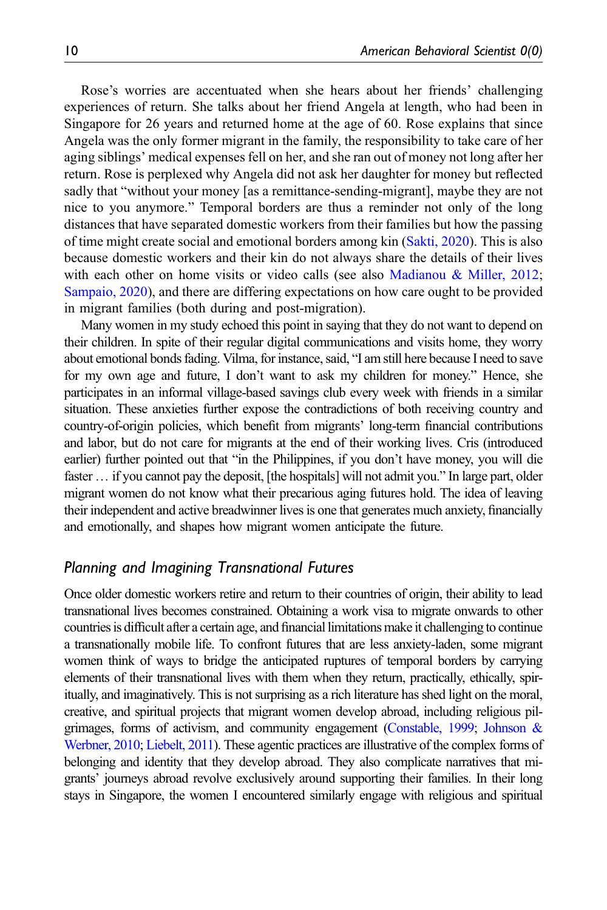Rose's worries are accentuated when she hears about her friends' challenging experiences of return. She talks about her friend Angela at length, who had been in Singapore for 26 years and returned home at the age of 60. Rose explains that since Angela was the only former migrant in the family, the responsibility to take care of her aging siblings' medical expenses fell on her, and she ran out of money not long after her return. Rose is perplexed why Angela did not ask her daughter for money but reflected sadly that "without your money [as a remittance-sending-migrant], maybe they are not nice to you anymore." Temporal borders are thus a reminder not only of the long distances that have separated domestic workers from their families but how the passing of time might create social and emotional borders among kin (Sakti, 2020). This is also because domestic workers and their kin do not always share the details of their lives with each other on home visits or video calls (see also Madianou & Miller, 2012; Sampaio, 2020), and there are differing expectations on how care ought to be provided in migrant families (both during and post-migration).

Many women in my study echoed this point in saying that they do not want to depend on their children. In spite of their regular digital communications and visits home, they worry about emotional bonds fading. Vilma, for instance, said, "I am still here because I need to save for my own age and future, I don't want to ask my children for money." Hence, she participates in an informal village-based savings club every week with friends in a similar situation. These anxieties further expose the contradictions of both receiving country and country-of-origin policies, which benefit from migrants' long-term financial contributions and labor, but do not care for migrants at the end of their working lives. Cris (introduced earlier) further pointed out that "in the Philippines, if you don't have money, you will die faster … if you cannot pay the deposit, [the hospitals] will not admit you." In large part, older migrant women do not know what their precarious aging futures hold. The idea of leaving their independent and active breadwinner lives is one that generates much anxiety, financially and emotionally, and shapes how migrant women anticipate the future.

## *Planning and Imagining Transnational Futures*

Once older domestic workers retire and return to their countries of origin, their ability to lead transnational lives becomes constrained. Obtaining a work visa to migrate onwards to other countries is difficult after a certain age, and financial limitations make it challenging to continue a transnationally mobile life. To confront futures that are less anxiety-laden, some migrant women think of ways to bridge the anticipated ruptures of temporal borders by carrying elements of their transnational lives with them when they return, practically, ethically, spiritually, and imaginatively. This is not surprising as a rich literature has shed light on the moral, creative, and spiritual projects that migrant women develop abroad, including religious pilgrimages, forms of activism, and community engagement (Constable, 1999; Johnson & Werbner, 2010; Liebelt, 2011). These agentic practices are illustrative of the complex forms of belonging and identity that they develop abroad. They also complicate narratives that migrants' journeys abroad revolve exclusively around supporting their families. In their long stays in Singapore, the women I encountered similarly engage with religious and spiritual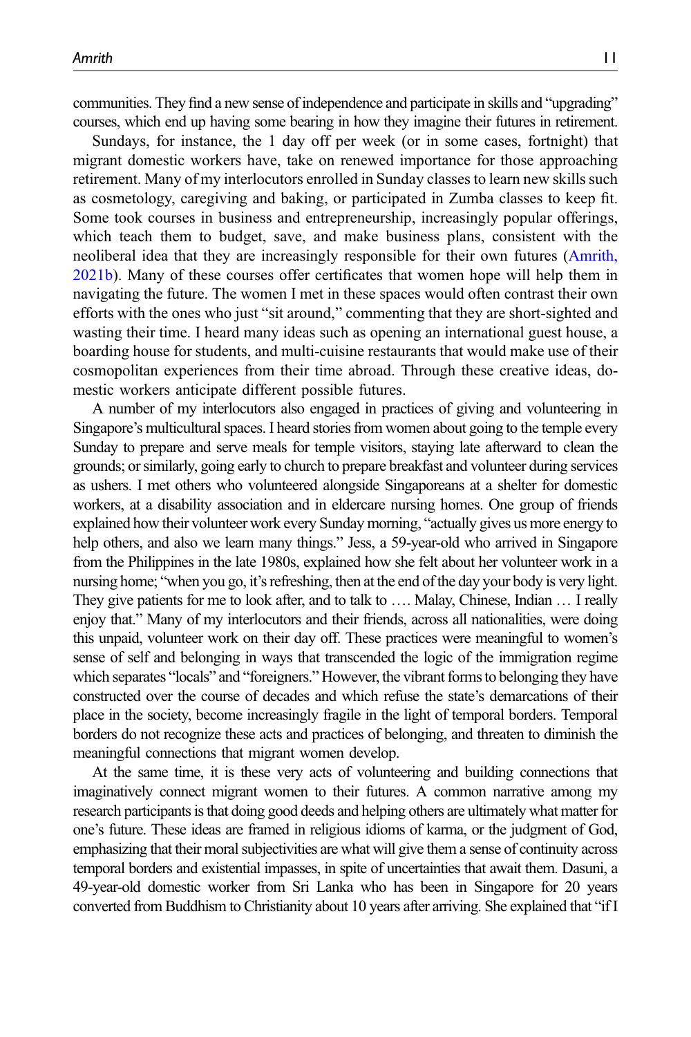communities. They find a new sense of independence and participate in skills and "upgrading" courses, which end up having some bearing in how they imagine their futures in retirement.

Sundays, for instance, the 1 day off per week (or in some cases, fortnight) that migrant domestic workers have, take on renewed importance for those approaching retirement. Many of my interlocutors enrolled in Sunday classes to learn new skills such as cosmetology, caregiving and baking, or participated in Zumba classes to keep fit. Some took courses in business and entrepreneurship, increasingly popular offerings, which teach them to budget, save, and make business plans, consistent with the neoliberal idea that they are increasingly responsible for their own futures (Amrith, 2021b). Many of these courses offer certificates that women hope will help them in navigating the future. The women I met in these spaces would often contrast their own efforts with the ones who just "sit around," commenting that they are short-sighted and wasting their time. I heard many ideas such as opening an international guest house, a boarding house for students, and multi-cuisine restaurants that would make use of their cosmopolitan experiences from their time abroad. Through these creative ideas, domestic workers anticipate different possible futures.

A number of my interlocutors also engaged in practices of giving and volunteering in Singapore's multicultural spaces. I heard stories from women about going to the temple every Sunday to prepare and serve meals for temple visitors, staying late afterward to clean the grounds; or similarly, going early to church to prepare breakfast and volunteer during services as ushers. I met others who volunteered alongside Singaporeans at a shelter for domestic workers, at a disability association and in eldercare nursing homes. One group of friends explained how their volunteer work every Sunday morning, "actually gives us more energy to help others, and also we learn many things." Jess, a 59-year-old who arrived in Singapore from the Philippines in the late 1980s, explained how she felt about her volunteer work in a nursing home; "when you go, it's refreshing, then at the end of the day your body is very light. They give patients for me to look after, and to talk to …. Malay, Chinese, Indian … I really enjoy that." Many of my interlocutors and their friends, across all nationalities, were doing this unpaid, volunteer work on their day off. These practices were meaningful to women's sense of self and belonging in ways that transcended the logic of the immigration regime which separates "locals" and "foreigners." However, the vibrant forms to belonging they have constructed over the course of decades and which refuse the state's demarcations of their place in the society, become increasingly fragile in the light of temporal borders. Temporal borders do not recognize these acts and practices of belonging, and threaten to diminish the meaningful connections that migrant women develop.

At the same time, it is these very acts of volunteering and building connections that imaginatively connect migrant women to their futures. A common narrative among my research participants is that doing good deeds and helping others are ultimately what matter for one's future. These ideas are framed in religious idioms of karma, or the judgment of God, emphasizing that their moral subjectivities are what will give them a sense of continuity across temporal borders and existential impasses, in spite of uncertainties that await them. Dasuni, a 49-year-old domestic worker from Sri Lanka who has been in Singapore for 20 years converted from Buddhism to Christianity about 10 years after arriving. She explained that "if I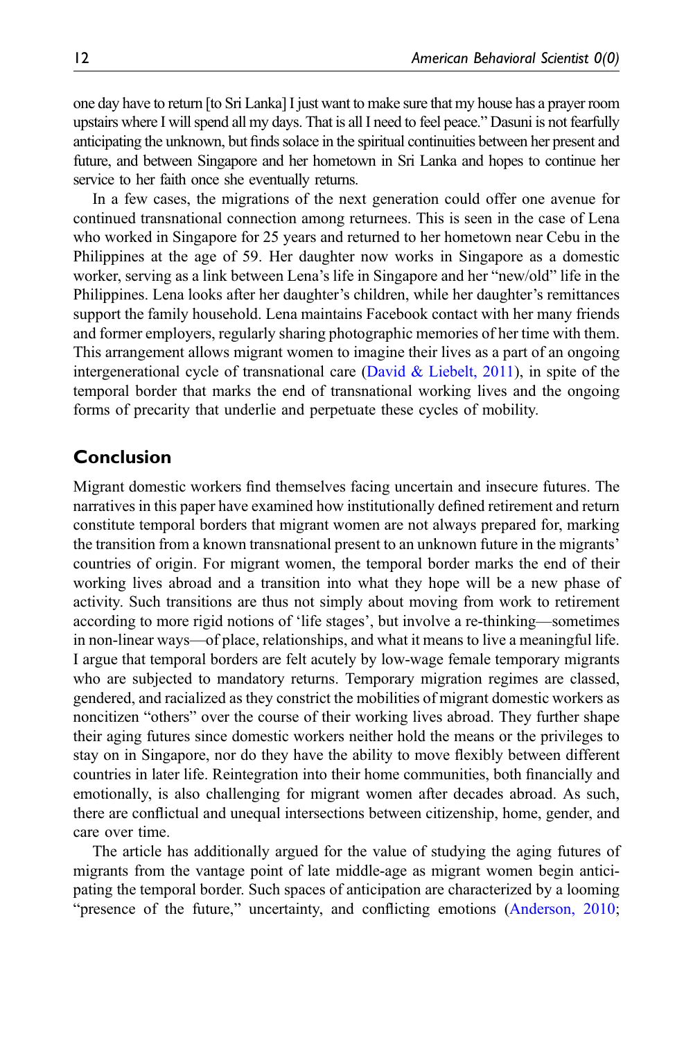one day have to return [to Sri Lanka] I just want to make sure that my house has a prayer room upstairs where I will spend all my days. That is all I need to feel peace." Dasuni is not fearfully anticipating the unknown, but finds solace in the spiritual continuities between her present and future, and between Singapore and her hometown in Sri Lanka and hopes to continue her service to her faith once she eventually returns.

In a few cases, the migrations of the next generation could offer one avenue for continued transnational connection among returnees. This is seen in the case of Lena who worked in Singapore for 25 years and returned to her hometown near Cebu in the Philippines at the age of 59. Her daughter now works in Singapore as a domestic worker, serving as a link between Lena's life in Singapore and her "new/old" life in the Philippines. Lena looks after her daughter's children, while her daughter's remittances support the family household. Lena maintains Facebook contact with her many friends and former employers, regularly sharing photographic memories of her time with them. This arrangement allows migrant women to imagine their lives as a part of an ongoing intergenerational cycle of transnational care (David & Liebelt, 2011), in spite of the temporal border that marks the end of transnational working lives and the ongoing forms of precarity that underlie and perpetuate these cycles of mobility.

## Conclusion

Migrant domestic workers find themselves facing uncertain and insecure futures. The narratives in this paper have examined how institutionally defined retirement and return constitute temporal borders that migrant women are not always prepared for, marking the transition from a known transnational present to an unknown future in the migrants' countries of origin. For migrant women, the temporal border marks the end of their working lives abroad and a transition into what they hope will be a new phase of activity. Such transitions are thus not simply about moving from work to retirement according to more rigid notions of 'life stages', but involve a re-thinking—sometimes in non-linear ways—of place, relationships, and what it means to live a meaningful life. I argue that temporal borders are felt acutely by low-wage female temporary migrants who are subjected to mandatory returns. Temporary migration regimes are classed, gendered, and racialized as they constrict the mobilities of migrant domestic workers as noncitizen "others" over the course of their working lives abroad. They further shape their aging futures since domestic workers neither hold the means or the privileges to stay on in Singapore, nor do they have the ability to move flexibly between different countries in later life. Reintegration into their home communities, both financially and emotionally, is also challenging for migrant women after decades abroad. As such, there are conflictual and unequal intersections between citizenship, home, gender, and care over time.

The article has additionally argued for the value of studying the aging futures of migrants from the vantage point of late middle-age as migrant women begin anticipating the temporal border. Such spaces of anticipation are characterized by a looming "presence of the future," uncertainty, and conflicting emotions (Anderson, 2010;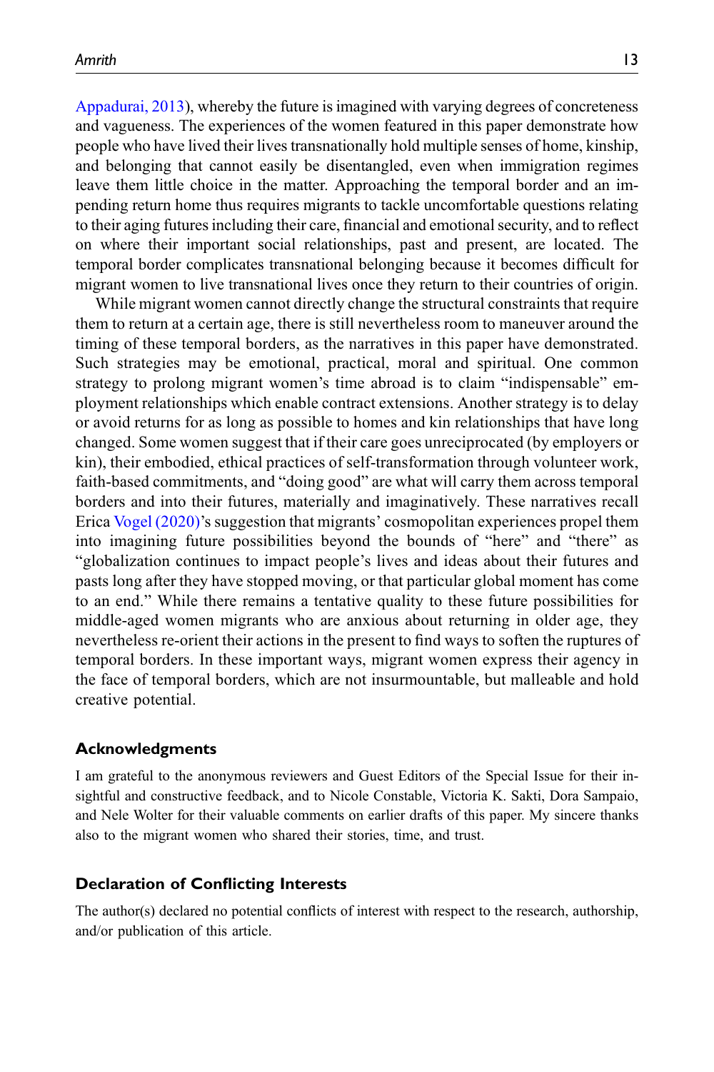Appadurai, 2013), whereby the future is imagined with varying degrees of concreteness and vagueness. The experiences of the women featured in this paper demonstrate how people who have lived their lives transnationally hold multiple senses of home, kinship, and belonging that cannot easily be disentangled, even when immigration regimes leave them little choice in the matter. Approaching the temporal border and an impending return home thus requires migrants to tackle uncomfortable questions relating to their aging futures including their care, financial and emotional security, and to reflect on where their important social relationships, past and present, are located. The temporal border complicates transnational belonging because it becomes difficult for migrant women to live transnational lives once they return to their countries of origin.

While migrant women cannot directly change the structural constraints that require them to return at a certain age, there is still nevertheless room to maneuver around the timing of these temporal borders, as the narratives in this paper have demonstrated. Such strategies may be emotional, practical, moral and spiritual. One common strategy to prolong migrant women's time abroad is to claim "indispensable" employment relationships which enable contract extensions. Another strategy is to delay or avoid returns for as long as possible to homes and kin relationships that have long changed. Some women suggest that if their care goes unreciprocated (by employers or kin), their embodied, ethical practices of self-transformation through volunteer work, faith-based commitments, and "doing good" are what will carry them across temporal borders and into their futures, materially and imaginatively. These narratives recall Erica Vogel (2020)'s suggestion that migrants' cosmopolitan experiences propel them into imagining future possibilities beyond the bounds of "here" and "there" as "globalization continues to impact people's lives and ideas about their futures and pasts long after they have stopped moving, or that particular global moment has come to an end." While there remains a tentative quality to these future possibilities for middle-aged women migrants who are anxious about returning in older age, they nevertheless re-orient their actions in the present to find ways to soften the ruptures of temporal borders. In these important ways, migrant women express their agency in the face of temporal borders, which are not insurmountable, but malleable and hold creative potential.

## Acknowledgments

I am grateful to the anonymous reviewers and Guest Editors of the Special Issue for their insightful and constructive feedback, and to Nicole Constable, Victoria K. Sakti, Dora Sampaio, and Nele Wolter for their valuable comments on earlier drafts of this paper. My sincere thanks also to the migrant women who shared their stories, time, and trust.

## Declaration of Conflicting Interests

The author(s) declared no potential conflicts of interest with respect to the research, authorship, and/or publication of this article.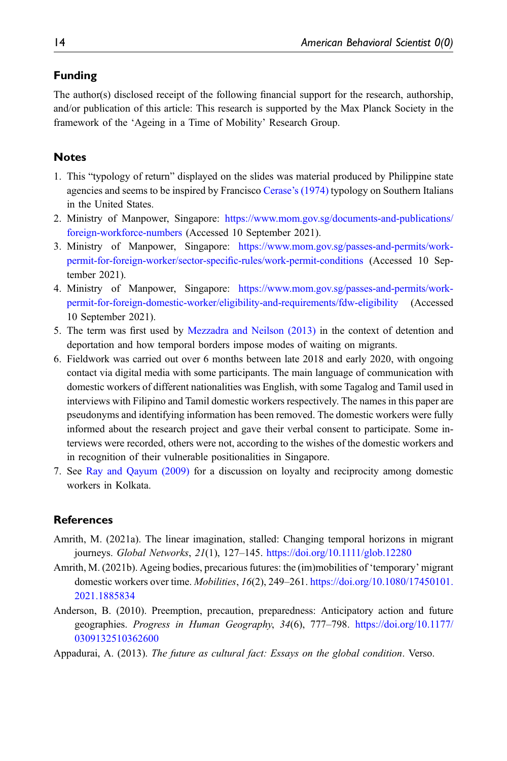## Funding

The author(s) disclosed receipt of the following financial support for the research, authorship, and/or publication of this article: This research is supported by the Max Planck Society in the framework of the 'Ageing in a Time of Mobility' Research Group.

## Notes

1. This "typology of return" displayed on the slides was material produced by Philippine state agencies and seems to be inspired by Francisco Cerase's (1974) typology on Southern Italians in the United States.
2. Ministry of Manpower, Singapore: https://www.mom.gov.sg/documents-and-publications/foreign-workforce-numbers (Accessed 10 September 2021).
3. Ministry of Manpower, Singapore: https://www.mom.gov.sg/passes-and-permits/work-permit-for-foreign-worker/sector-specific-rules/work-permit-conditions (Accessed 10 September 2021).
4. Ministry of Manpower, Singapore: https://www.mom.gov.sg/passes-and-permits/work-permit-for-foreign-domestic-worker/eligibility-and-requirements/fdw-eligibility (Accessed 10 September 2021).
5. The term was first used by Mezzadra and Neilson (2013) in the context of detention and deportation and how temporal borders impose modes of waiting on migrants.
6. Fieldwork was carried out over 6 months between late 2018 and early 2020, with ongoing contact via digital media with some participants. The main language of communication with domestic workers of different nationalities was English, with some Tagalog and Tamil used in interviews with Filipino and Tamil domestic workers respectively. The names in this paper are pseudonyms and identifying information has been removed. The domestic workers were fully informed about the research project and gave their verbal consent to participate. Some interviews were recorded, others were not, according to the wishes of the domestic workers and in recognition of their vulnerable positionalities in Singapore.
7. See Ray and Qayum (2009) for a discussion on loyalty and reciprocity among domestic workers in Kolkata.

## References

Amrith, M. (2021a). The linear imagination, stalled: Changing temporal horizons in migrant journeys. *Global Networks*, *21*(1), 127–145. https://doi.org/10.1111/glob.12280

Amrith, M. (2021b). Ageing bodies, precarious futures: the (im)mobilities of 'temporary' migrant domestic workers over time. *Mobilities*, *16*(2), 249–261. https://doi.org/10.1080/17450101.2021.1885834

Anderson, B. (2010). Preemption, precaution, preparedness: Anticipatory action and future geographies. *Progress in Human Geography*, *34*(6), 777–798. https://doi.org/10.1177/0309132510362600

Appadurai, A. (2013). *The future as cultural fact: Essays on the global condition*. Verso.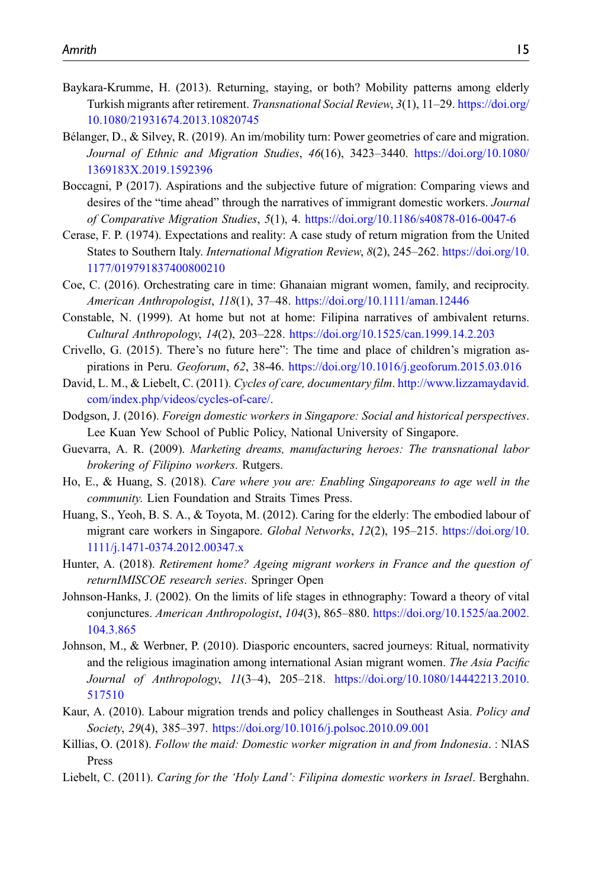Baykara-Krumme, H. (2013). Returning, staying, or both? Mobility patterns among elderly Turkish migrants after retirement. *Transnational Social Review*, *3*(1), 11–29. https://doi.org/10.1080/21931674.2013.10820745

Bélanger, D., & Silvey, R. (2019). An im/mobility turn: Power geometries of care and migration. *Journal of Ethnic and Migration Studies*, *46*(16), 3423–3440. https://doi.org/10.1080/1369183X.2019.1592396

Boccagni, P (2017). Aspirations and the subjective future of migration: Comparing views and desires of the "time ahead" through the narratives of immigrant domestic workers. *Journal of Comparative Migration Studies*, *5*(1), 4. https://doi.org/10.1186/s40878-016-0047-6

Cerase, F. P. (1974). Expectations and reality: A case study of return migration from the United States to Southern Italy. *International Migration Review*, *8*(2), 245–262. https://doi.org/10.1177/019791837400800210

Coe, C. (2016). Orchestrating care in time: Ghanaian migrant women, family, and reciprocity. *American Anthropologist*, *118*(1), 37–48. https://doi.org/10.1111/aman.12446

Constable, N. (1999). At home but not at home: Filipina narratives of ambivalent returns. *Cultural Anthropology*, *14*(2), 203–228. https://doi.org/10.1525/can.1999.14.2.203

Crivello, G. (2015). There's no future here": The time and place of children's migration aspirations in Peru. *Geoforum*, *62*, 38-46. https://doi.org/10.1016/j.geoforum.2015.03.016

David, L. M., & Liebelt, C. (2011). *Cycles of care, documentary film*. http://www.lizzamaydavid.com/index.php/videos/cycles-of-care/.

Dodgson, J. (2016). *Foreign domestic workers in Singapore: Social and historical perspectives*. Lee Kuan Yew School of Public Policy, National University of Singapore.

Guevarra, A. R. (2009). *Marketing dreams, manufacturing heroes: The transnational labor brokering of Filipino workers*. Rutgers.

Ho, E., & Huang, S. (2018). *Care where you are: Enabling Singaporeans to age well in the community*. Lien Foundation and Straits Times Press.

Huang, S., Yeoh, B. S. A., & Toyota, M. (2012). Caring for the elderly: The embodied labour of migrant care workers in Singapore. *Global Networks*, *12*(2), 195–215. https://doi.org/10.1111/j.1471-0374.2012.00347.x

Hunter, A. (2018). *Retirement home? Ageing migrant workers in France and the question of returnIMISCOE research series*. Springer Open

Johnson-Hanks, J. (2002). On the limits of life stages in ethnography: Toward a theory of vital conjunctures. *American Anthropologist*, *104*(3), 865–880. https://doi.org/10.1525/aa.2002.104.3.865

Johnson, M., & Werbner, P. (2010). Diasporic encounters, sacred journeys: Ritual, normativity and the religious imagination among international Asian migrant women. *The Asia Pacific Journal of Anthropology*, *11*(3–4), 205–218. https://doi.org/10.1080/14442213.2010.517510

Kaur, A. (2010). Labour migration trends and policy challenges in Southeast Asia. *Policy and Society*, *29*(4), 385–397. https://doi.org/10.1016/j.polsoc.2010.09.001

Killias, O. (2018). *Follow the maid: Domestic worker migration in and from Indonesia*. : NIAS Press

Liebelt, C. (2011). *Caring for the 'Holy Land': Filipina domestic workers in Israel*. Berghahn.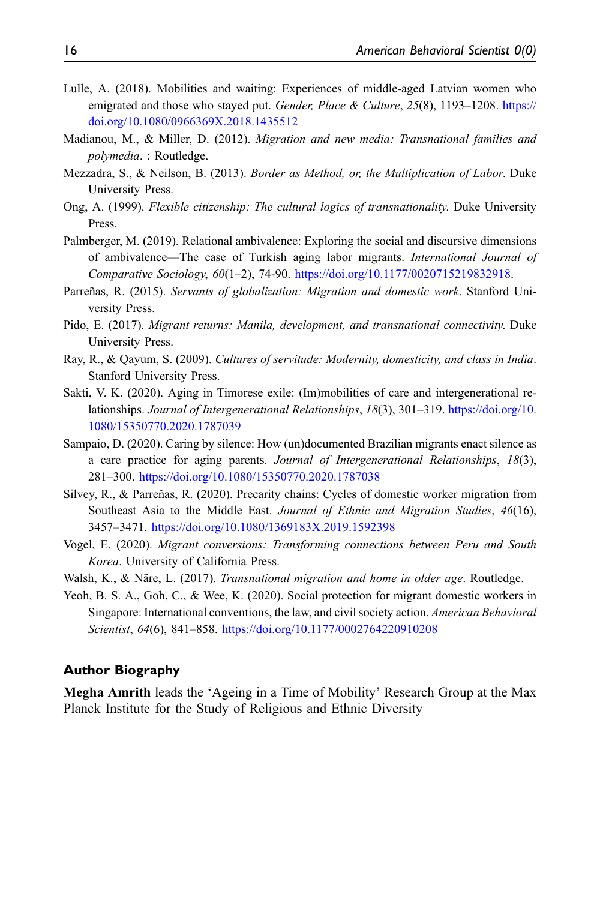Lulle, A. (2018). Mobilities and waiting: Experiences of middle-aged Latvian women who emigrated and those who stayed put. *Gender, Place & Culture*, *25*(8), 1193–1208. https://doi.org/10.1080/0966369X.2018.1435512

Madianou, M., & Miller, D. (2012). *Migration and new media: Transnational families and polymedia*. : Routledge.

Mezzadra, S., & Neilson, B. (2013). *Border as Method, or, the Multiplication of Labor*. Duke University Press.

Ong, A. (1999). *Flexible citizenship: The cultural logics of transnationality*. Duke University Press.

Palmberger, M. (2019). Relational ambivalence: Exploring the social and discursive dimensions of ambivalence—The case of Turkish aging labor migrants. *International Journal of Comparative Sociology*, *60*(1–2), 74-90. https://doi.org/10.1177/0020715219832918.

Parreñas, R. (2015). *Servants of globalization: Migration and domestic work*. Stanford University Press.

Pido, E. (2017). *Migrant returns: Manila, development, and transnational connectivity*. Duke University Press.

Ray, R., & Qayum, S. (2009). *Cultures of servitude: Modernity, domesticity, and class in India*. Stanford University Press.

Sakti, V. K. (2020). Aging in Timorese exile: (Im)mobilities of care and intergenerational relationships. *Journal of Intergenerational Relationships*, *18*(3), 301–319. https://doi.org/10.1080/15350770.2020.1787039

Sampaio, D. (2020). Caring by silence: How (un)documented Brazilian migrants enact silence as a care practice for aging parents. *Journal of Intergenerational Relationships*, *18*(3), 281–300. https://doi.org/10.1080/15350770.2020.1787038

Silvey, R., & Parreñas, R. (2020). Precarity chains: Cycles of domestic worker migration from Southeast Asia to the Middle East. *Journal of Ethnic and Migration Studies*, *46*(16), 3457–3471. https://doi.org/10.1080/1369183X.2019.1592398

Vogel, E. (2020). *Migrant conversions: Transforming connections between Peru and South Korea*. University of California Press.

Walsh, K., & Näre, L. (2017). *Transnational migration and home in older age*. Routledge.

Yeoh, B. S. A., Goh, C., & Wee, K. (2020). Social protection for migrant domestic workers in Singapore: International conventions, the law, and civil society action. *American Behavioral Scientist*, *64*(6), 841–858. https://doi.org/10.1177/0002764220910208

## Author Biography

**Megha Amrith** leads the 'Ageing in a Time of Mobility' Research Group at the Max Planck Institute for the Study of Religious and Ethnic Diversity